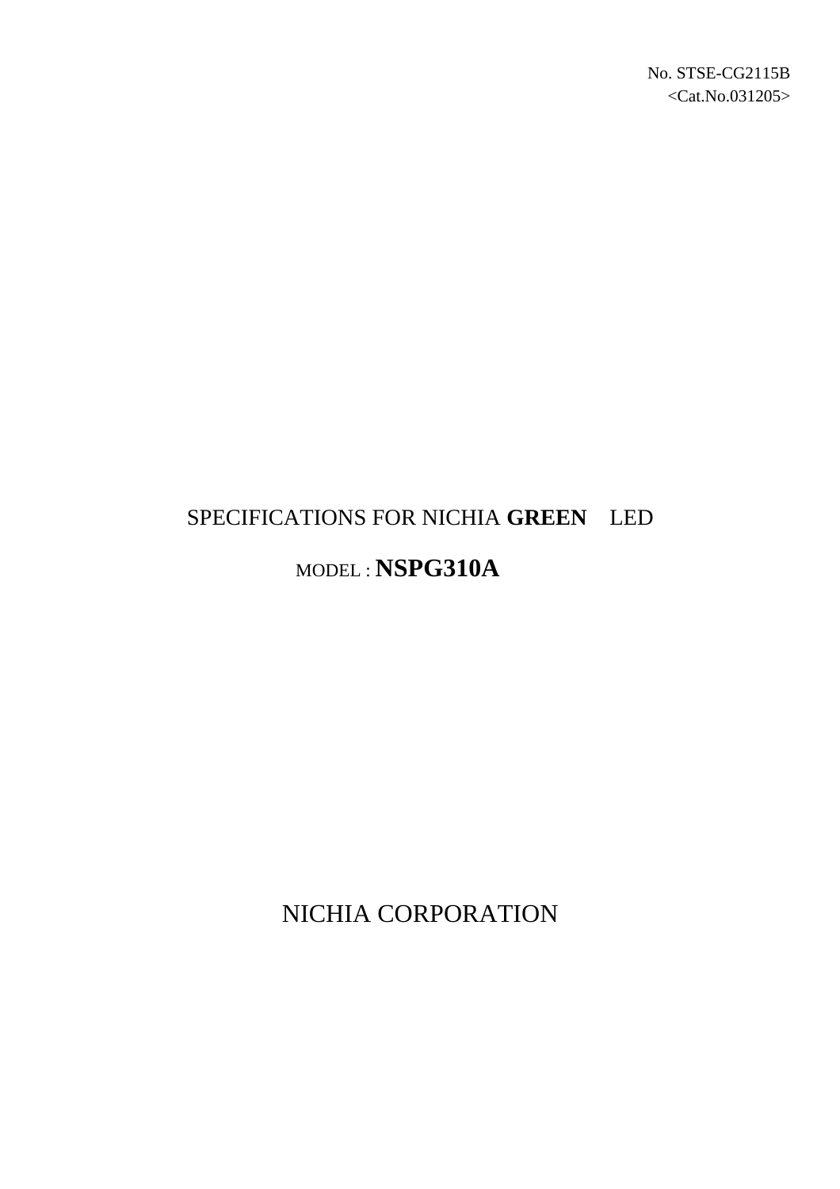No. STSE-CG2115B
<Cat.No.031205>

# SPECIFICATIONS FOR NICHIA **GREEN** LED

## MODEL : **NSPG310A**

NICHIA CORPORATION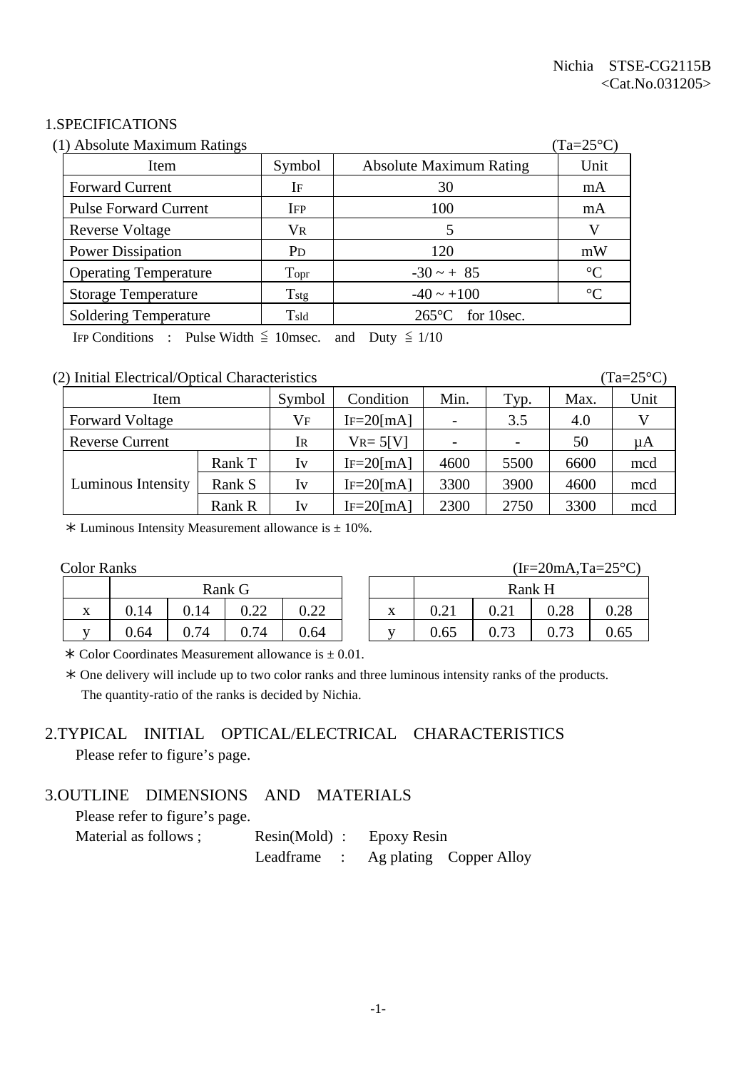Nichia STSE-CG2115B
<Cat.No.031205>

## 1.SPECIFICATIONS

(1) Absolute Maximum Ratings (Ta=25°C)

| Item | Symbol | Absolute Maximum Rating | Unit |
|---|---|---|---|
| Forward Current | $I_F$ | 30 | mA |
| Pulse Forward Current | $I_{FP}$ | 100 | mA |
| Reverse Voltage | $V_R$ | 5 | V |
| Power Dissipation | $P_D$ | 120 | mW |
| Operating Temperature | $T_{opr}$ | -30 ~ + 85 | °C |
| Storage Temperature | $T_{stg}$ | -40 ~ +100 | °C |
| Soldering Temperature | $T_{sld}$ | 265°C for 10sec. | |

$I_{FP}$ Conditions : Pulse Width ≦ 10msec. and Duty ≦ 1/10

(2) Initial Electrical/Optical Characteristics (Ta=25°C)

| Item | | Symbol | Condition | Min. | Typ. | Max. | Unit |
|---|---|---|---|---|---|---|---|
| Forward Voltage | | $V_F$ | $I_F$=20[mA] | - | 3.5 | 4.0 | V |
| Reverse Current | | $I_R$ | $V_R$= 5[V] | - | - | 50 | μA |
| Luminous Intensity | Rank T | Iv | $I_F$=20[mA] | 4600 | 5500 | 6600 | mcd |
| | Rank S | Iv | $I_F$=20[mA] | 3300 | 3900 | 4600 | mcd |
| | Rank R | Iv | $I_F$=20[mA] | 2300 | 2750 | 3300 | mcd |

∗ Luminous Intensity Measurement allowance is ± 10%.

Color Ranks ($I_F$=20mA,Ta=25°C)

| | Rank G | | | |
|---|---|---|---|---|
| x | 0.14 | 0.14 | 0.22 | 0.22 |
| y | 0.64 | 0.74 | 0.74 | 0.64 |

| | Rank H | | | |
|---|---|---|---|---|
| x | 0.21 | 0.21 | 0.28 | 0.28 |
| y | 0.65 | 0.73 | 0.73 | 0.65 |

∗ Color Coordinates Measurement allowance is ± 0.01.

∗ One delivery will include up to two color ranks and three luminous intensity ranks of the products.
The quantity-ratio of the ranks is decided by Nichia.

## 2.TYPICAL INITIAL OPTICAL/ELECTRICAL CHARACTERISTICS

Please refer to figure's page.

## 3.OUTLINE DIMENSIONS AND MATERIALS

Please refer to figure's page.

Material as follows ; Resin(Mold) : Epoxy Resin
Leadframe : Ag plating Copper Alloy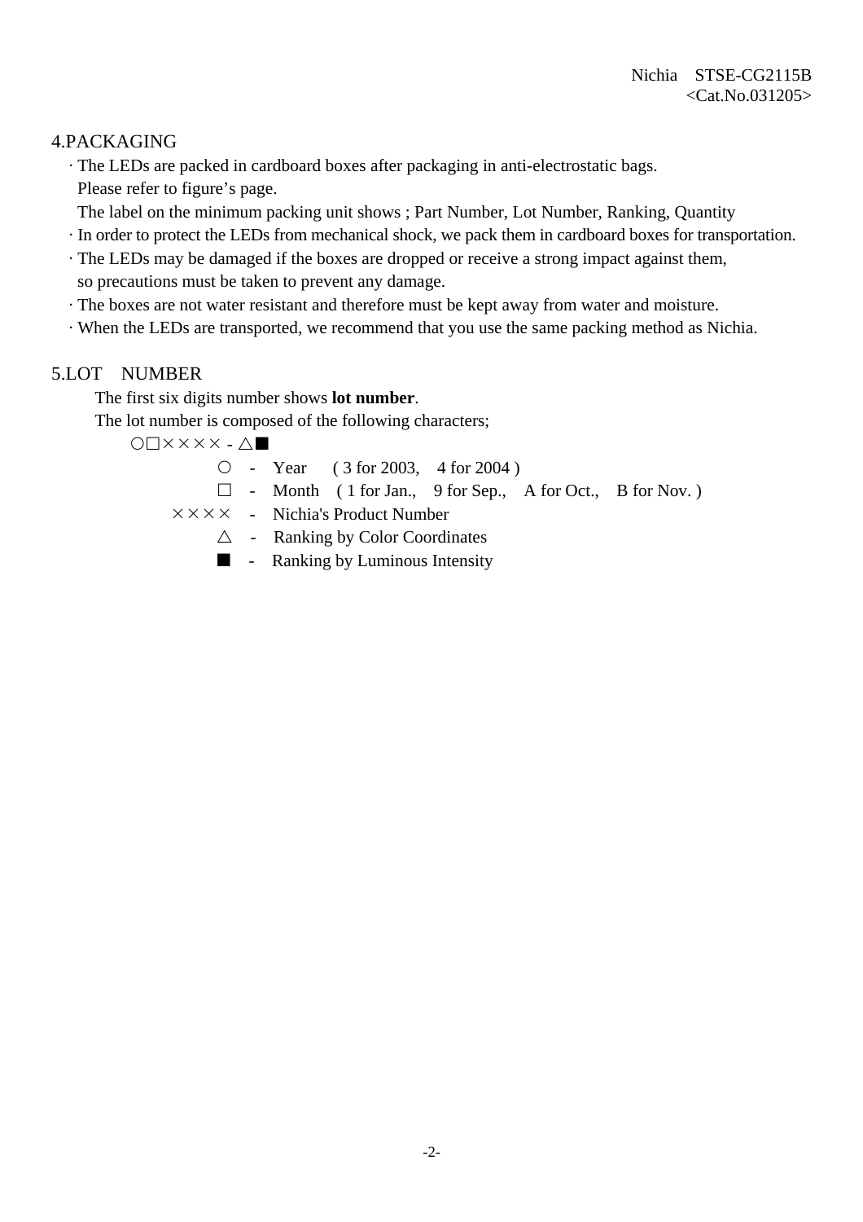## 4.PACKAGING

· The LEDs are packed in cardboard boxes after packaging in anti-electrostatic bags.
  Please refer to figure's page.
  The label on the minimum packing unit shows ; Part Number, Lot Number, Ranking, Quantity
· In order to protect the LEDs from mechanical shock, we pack them in cardboard boxes for transportation.
· The LEDs may be damaged if the boxes are dropped or receive a strong impact against them,
  so precautions must be taken to prevent any damage.
· The boxes are not water resistant and therefore must be kept away from water and moisture.
· When the LEDs are transported, we recommend that you use the same packing method as Nichia.

## 5.LOT NUMBER

The first six digits number shows **lot number**.
The lot number is composed of the following characters;

○□×××× - △■

○ - Year ( 3 for 2003, 4 for 2004 )
□ - Month ( 1 for Jan., 9 for Sep., A for Oct., B for Nov. )
×××× - Nichia's Product Number
△ - Ranking by Color Coordinates
■ - Ranking by Luminous Intensity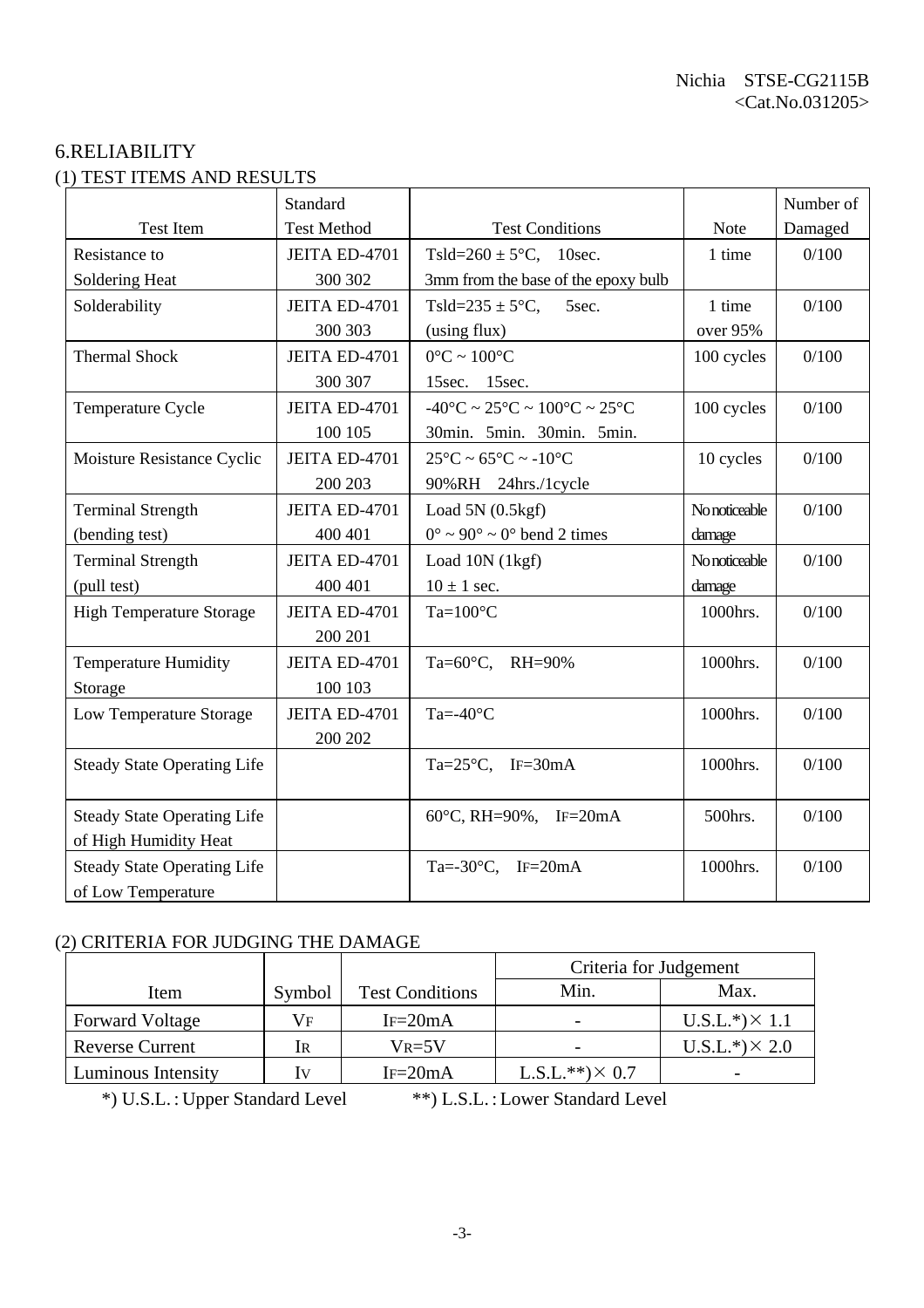## 6.RELIABILITY

### (1) TEST ITEMS AND RESULTS

| Test Item | Standard Test Method | Test Conditions | Note | Number of Damaged |
|---|---|---|---|---|
| Resistance to Soldering Heat | JEITA ED-4701 300 302 | Tsld=260 ± 5°C, 10sec. 3mm from the base of the epoxy bulb | 1 time | 0/100 |
| Solderability | JEITA ED-4701 300 303 | Tsld=235 ± 5°C, 5sec. (using flux) | 1 time over 95% | 0/100 |
| Thermal Shock | JEITA ED-4701 300 307 | 0°C ~ 100°C 15sec. 15sec. | 100 cycles | 0/100 |
| Temperature Cycle | JEITA ED-4701 100 105 | -40°C ~ 25°C ~ 100°C ~ 25°C 30min. 5min. 30min. 5min. | 100 cycles | 0/100 |
| Moisture Resistance Cyclic | JEITA ED-4701 200 203 | 25°C ~ 65°C ~ -10°C 90%RH 24hrs./1cycle | 10 cycles | 0/100 |
| Terminal Strength (bending test) | JEITA ED-4701 400 401 | Load 5N (0.5kgf) 0° ~ 90° ~ 0° bend 2 times | No noticeable damage | 0/100 |
| Terminal Strength (pull test) | JEITA ED-4701 400 401 | Load 10N (1kgf) 10 ± 1 sec. | No noticeable damage | 0/100 |
| High Temperature Storage | JEITA ED-4701 200 201 | Ta=100°C | 1000hrs. | 0/100 |
| Temperature Humidity Storage | JEITA ED-4701 100 103 | Ta=60°C, RH=90% | 1000hrs. | 0/100 |
| Low Temperature Storage | JEITA ED-4701 200 202 | Ta=-40°C | 1000hrs. | 0/100 |
| Steady State Operating Life | | Ta=25°C, $I_F$=30mA | 1000hrs. | 0/100 |
| Steady State Operating Life of High Humidity Heat | | 60°C, RH=90%, $I_F$=20mA | 500hrs. | 0/100 |
| Steady State Operating Life of Low Temperature | | Ta=-30°C, $I_F$=20mA | 1000hrs. | 0/100 |

### (2) CRITERIA FOR JUDGING THE DAMAGE

| Item | Symbol | Test Conditions | Criteria for Judgement Min. | Criteria for Judgement Max. |
|---|---|---|---|---|
| Forward Voltage | $V_F$ | $I_F$=20mA | - | U.S.L.*)× 1.1 |
| Reverse Current | $I_R$ | $V_R$=5V | - | U.S.L.*)× 2.0 |
| Luminous Intensity | $I_V$ | $I_F$=20mA | L.S.L.**)× 0.7 | - |

*) U.S.L. : Upper Standard Level **) L.S.L. : Lower Standard Level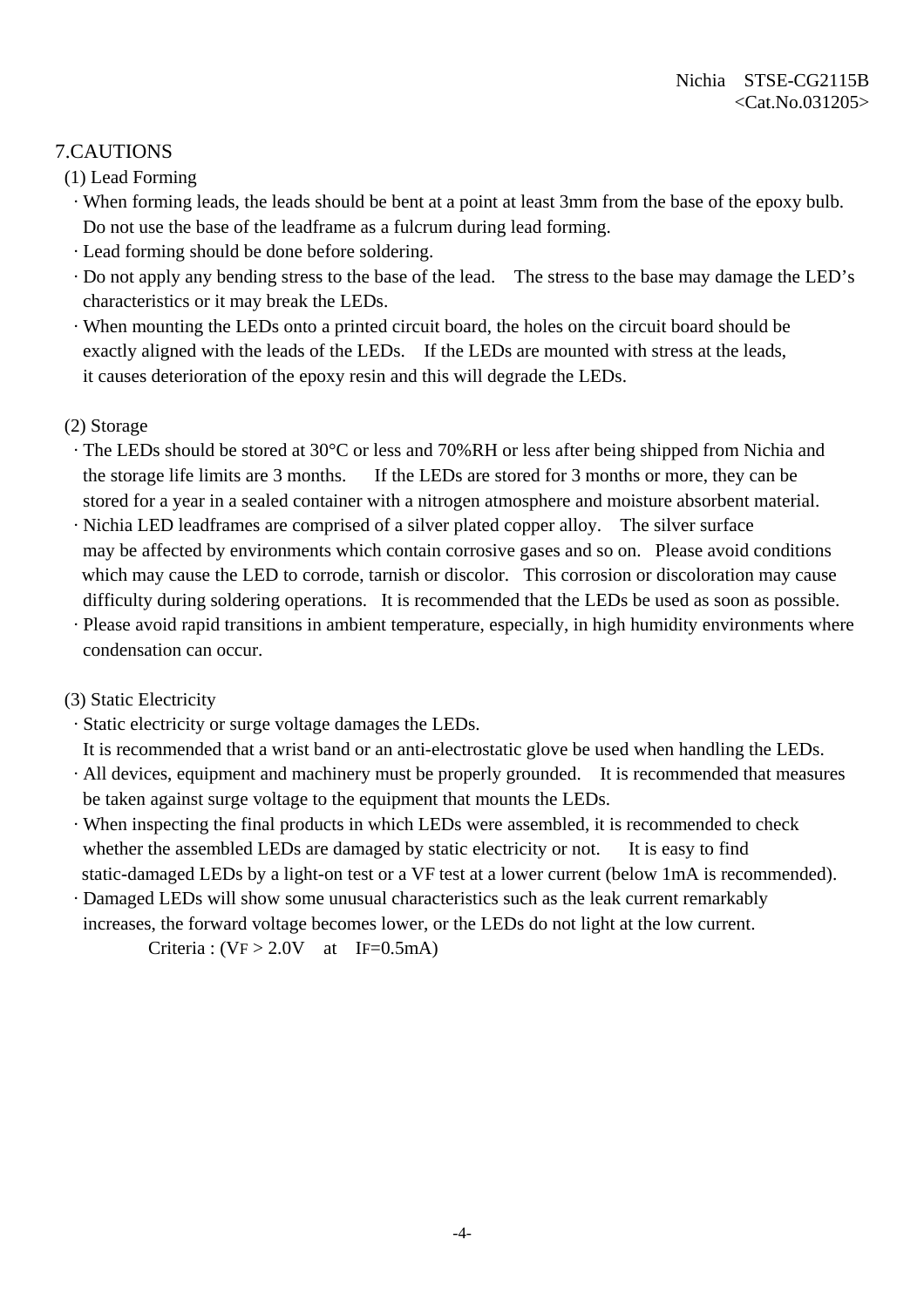## 7.CAUTIONS

### (1) Lead Forming

- When forming leads, the leads should be bent at a point at least 3mm from the base of the epoxy bulb. Do not use the base of the leadframe as a fulcrum during lead forming.
- Lead forming should be done before soldering.
- Do not apply any bending stress to the base of the lead. The stress to the base may damage the LED's characteristics or it may break the LEDs.
- When mounting the LEDs onto a printed circuit board, the holes on the circuit board should be exactly aligned with the leads of the LEDs. If the LEDs are mounted with stress at the leads, it causes deterioration of the epoxy resin and this will degrade the LEDs.

### (2) Storage

- The LEDs should be stored at 30°C or less and 70%RH or less after being shipped from Nichia and the storage life limits are 3 months. If the LEDs are stored for 3 months or more, they can be stored for a year in a sealed container with a nitrogen atmosphere and moisture absorbent material.
- Nichia LED leadframes are comprised of a silver plated copper alloy. The silver surface may be affected by environments which contain corrosive gases and so on. Please avoid conditions which may cause the LED to corrode, tarnish or discolor. This corrosion or discoloration may cause difficulty during soldering operations. It is recommended that the LEDs be used as soon as possible.
- Please avoid rapid transitions in ambient temperature, especially, in high humidity environments where condensation can occur.

### (3) Static Electricity

- Static electricity or surge voltage damages the LEDs. It is recommended that a wrist band or an anti-electrostatic glove be used when handling the LEDs.
- All devices, equipment and machinery must be properly grounded. It is recommended that measures be taken against surge voltage to the equipment that mounts the LEDs.
- When inspecting the final products in which LEDs were assembled, it is recommended to check whether the assembled LEDs are damaged by static electricity or not. It is easy to find static-damaged LEDs by a light-on test or a VF test at a lower current (below 1mA is recommended).
- Damaged LEDs will show some unusual characteristics such as the leak current remarkably increases, the forward voltage becomes lower, or the LEDs do not light at the low current.

  Criteria : ($V_F$ > 2.0V at $I_F$=0.5mA)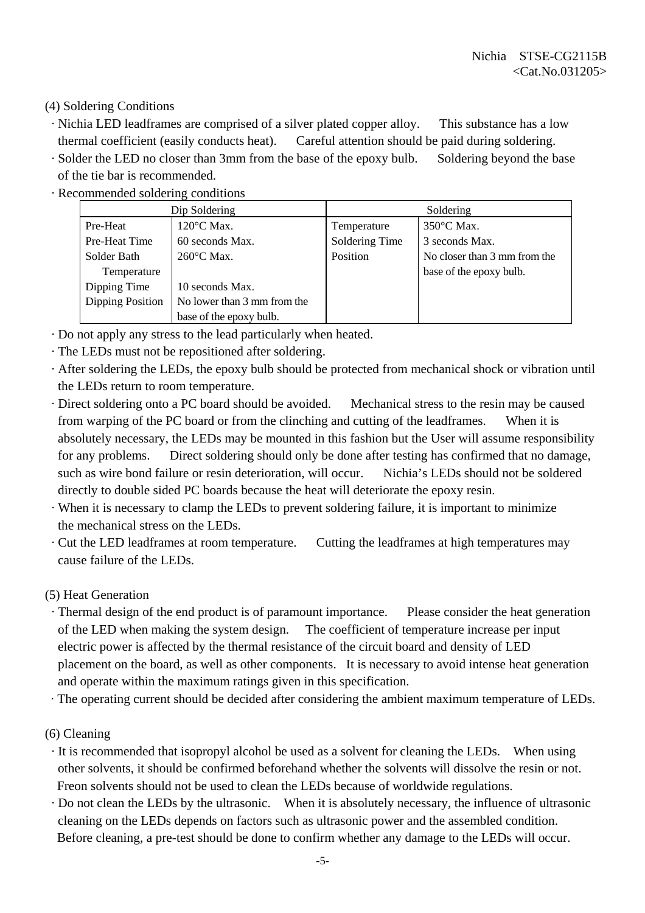(4) Soldering Conditions

· Nichia LED leadframes are comprised of a silver plated copper alloy. This substance has a low thermal coefficient (easily conducts heat). Careful attention should be paid during soldering.

· Solder the LED no closer than 3mm from the base of the epoxy bulb. Soldering beyond the base of the tie bar is recommended.

· Recommended soldering conditions

| Dip Soldering | | Soldering | |
|---|---|---|---|
| Pre-Heat | 120°C Max. | Temperature | 350°C Max. |
| Pre-Heat Time | 60 seconds Max. | Soldering Time | 3 seconds Max. |
| Solder Bath Temperature | 260°C Max. | Position | No closer than 3 mm from the base of the epoxy bulb. |
| Dipping Time | 10 seconds Max. | | |
| Dipping Position | No lower than 3 mm from the base of the epoxy bulb. | | |

· Do not apply any stress to the lead particularly when heated.

· The LEDs must not be repositioned after soldering.

· After soldering the LEDs, the epoxy bulb should be protected from mechanical shock or vibration until the LEDs return to room temperature.

· Direct soldering onto a PC board should be avoided. Mechanical stress to the resin may be caused from warping of the PC board or from the clinching and cutting of the leadframes. When it is absolutely necessary, the LEDs may be mounted in this fashion but the User will assume responsibility for any problems. Direct soldering should only be done after testing has confirmed that no damage, such as wire bond failure or resin deterioration, will occur. Nichia's LEDs should not be soldered directly to double sided PC boards because the heat will deteriorate the epoxy resin.

· When it is necessary to clamp the LEDs to prevent soldering failure, it is important to minimize the mechanical stress on the LEDs.

· Cut the LED leadframes at room temperature. Cutting the leadframes at high temperatures may cause failure of the LEDs.

(5) Heat Generation

· Thermal design of the end product is of paramount importance. Please consider the heat generation of the LED when making the system design. The coefficient of temperature increase per input electric power is affected by the thermal resistance of the circuit board and density of LED placement on the board, as well as other components. It is necessary to avoid intense heat generation and operate within the maximum ratings given in this specification.

· The operating current should be decided after considering the ambient maximum temperature of LEDs.

(6) Cleaning

· It is recommended that isopropyl alcohol be used as a solvent for cleaning the LEDs. When using other solvents, it should be confirmed beforehand whether the solvents will dissolve the resin or not. Freon solvents should not be used to clean the LEDs because of worldwide regulations.

· Do not clean the LEDs by the ultrasonic. When it is absolutely necessary, the influence of ultrasonic cleaning on the LEDs depends on factors such as ultrasonic power and the assembled condition. Before cleaning, a pre-test should be done to confirm whether any damage to the LEDs will occur.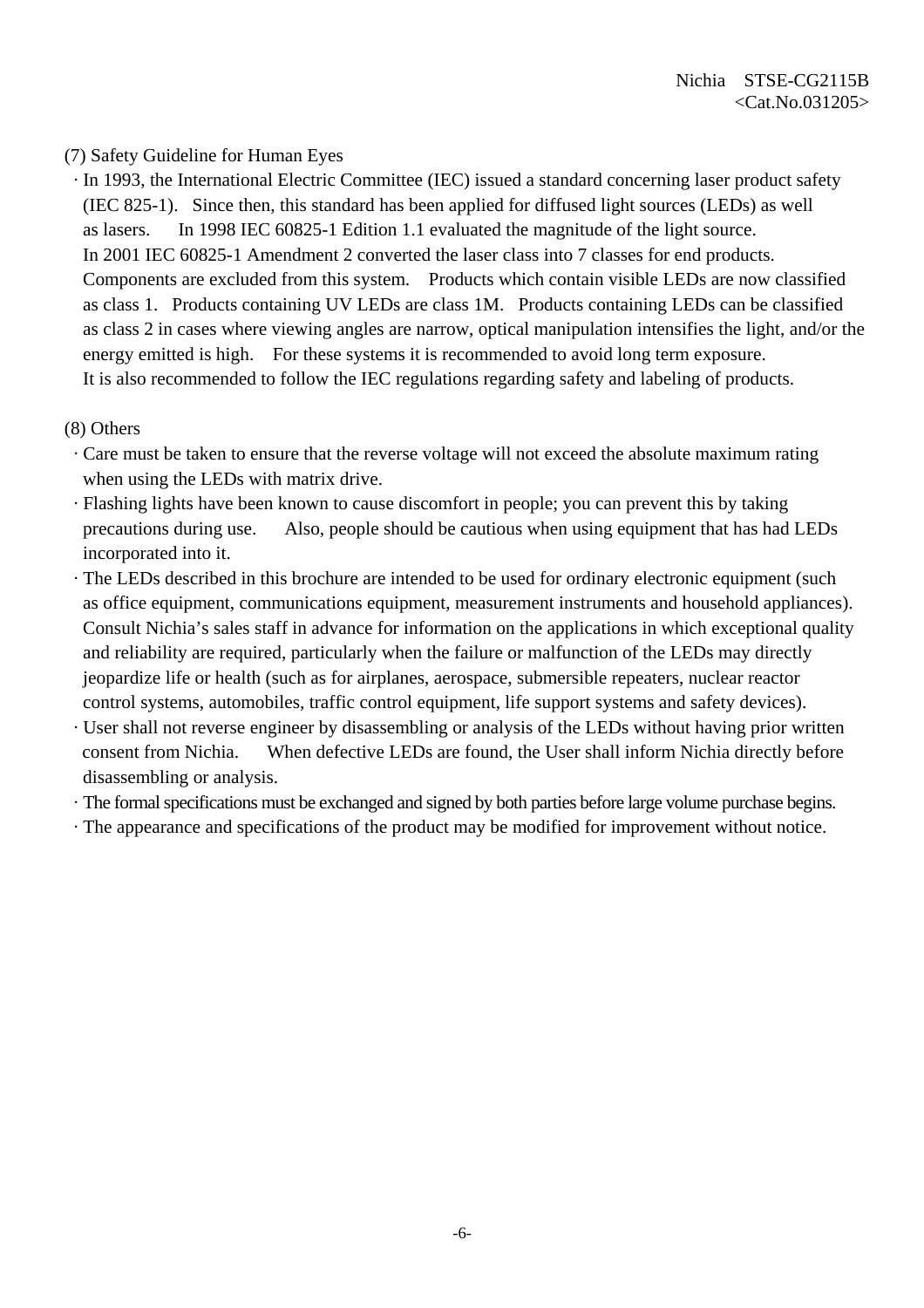(7) Safety Guideline for Human Eyes

- In 1993, the International Electric Committee (IEC) issued a standard concerning laser product safety (IEC 825-1). Since then, this standard has been applied for diffused light sources (LEDs) as well as lasers. In 1998 IEC 60825-1 Edition 1.1 evaluated the magnitude of the light source. In 2001 IEC 60825-1 Amendment 2 converted the laser class into 7 classes for end products. Components are excluded from this system. Products which contain visible LEDs are now classified as class 1. Products containing UV LEDs are class 1M. Products containing LEDs can be classified as class 2 in cases where viewing angles are narrow, optical manipulation intensifies the light, and/or the energy emitted is high. For these systems it is recommended to avoid long term exposure. It is also recommended to follow the IEC regulations regarding safety and labeling of products.

(8) Others

- Care must be taken to ensure that the reverse voltage will not exceed the absolute maximum rating when using the LEDs with matrix drive.
- Flashing lights have been known to cause discomfort in people; you can prevent this by taking precautions during use. Also, people should be cautious when using equipment that has had LEDs incorporated into it.
- The LEDs described in this brochure are intended to be used for ordinary electronic equipment (such as office equipment, communications equipment, measurement instruments and household appliances). Consult Nichia's sales staff in advance for information on the applications in which exceptional quality and reliability are required, particularly when the failure or malfunction of the LEDs may directly jeopardize life or health (such as for airplanes, aerospace, submersible repeaters, nuclear reactor control systems, automobiles, traffic control equipment, life support systems and safety devices).
- User shall not reverse engineer by disassembling or analysis of the LEDs without having prior written consent from Nichia. When defective LEDs are found, the User shall inform Nichia directly before disassembling or analysis.
- The formal specifications must be exchanged and signed by both parties before large volume purchase begins.
- The appearance and specifications of the product may be modified for improvement without notice.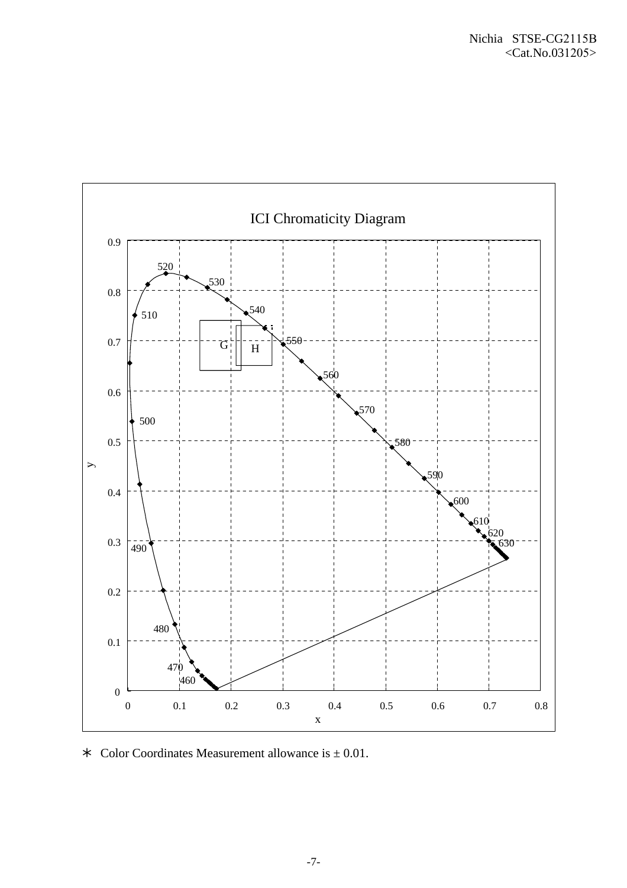ICI Chromaticity Diagram

0.9
0.8
0.7
0.6
0.5
0.4
0.3
0.2
0.1
0

y

0 0.1 0.2 0.3 0.4 0.5 0.6 0.7 0.8

x

520
530
540
510
550
560
570
500
580
590
600
610
620
630
490
480
470
460

G
H

∗ Color Coordinates Measurement allowance is ± 0.01.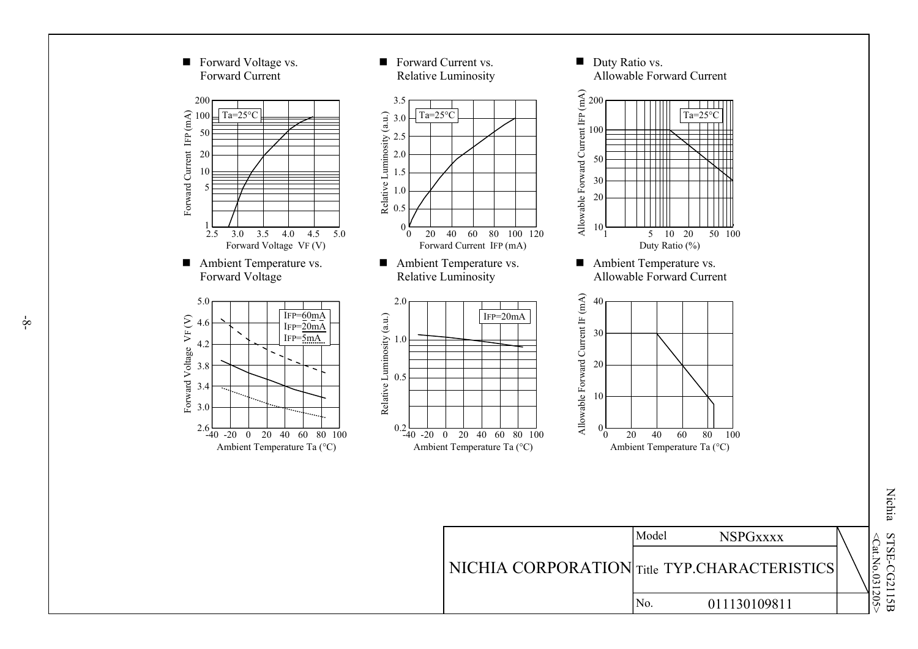■ Forward Voltage vs. Forward Current

Ta=25°C

Forward Current IFP (mA)

200
100
50
20
10
5
1

2.5 3.0 3.5 4.0 4.5 5.0

Forward Voltage VF (V)

■ Forward Current vs. Relative Luminosity

Ta=25°C

Relative Luminosity (a.u.)

3.5
3.0
2.5
2.0
1.5
1.0
0.5
0

0 20 40 60 80 100 120

Forward Current IFP (mA)

■ Duty Ratio vs. Allowable Forward Current

Ta=25°C

Allowable Forward Current IFP (mA)

200
100
50
30
20
10

1 5 10 20 50 100

Duty Ratio (%)

■ Ambient Temperature vs. Forward Voltage

IFP=60mA
IFP=20mA
IFP=5mA

Forward Voltage VF (V)

5.0
4.6
4.2
3.8
3.4
3.0
2.6

-40 -20 0 20 40 60 80 100

Ambient Temperature Ta (°C)

■ Ambient Temperature vs. Relative Luminosity

IFP=20mA

Relative Luminosity (a.u.)

2.0
1.0
0.5
0.2

-40 -20 0 20 40 60 80 100

Ambient Temperature Ta (°C)

■ Ambient Temperature vs. Allowable Forward Current

Allowable Forward Current IF (mA)

40
30
20
10
0

0 20 40 60 80 100

Ambient Temperature Ta (°C)

| | | |
|---|---|---|
| NICHIA CORPORATION | Model | NSPGxxxx |
| | Title | TYP.CHARACTERISTICS |
| | No. | 011130109811 |

Nichia STSE-CG2115B
<Cat.No.031205>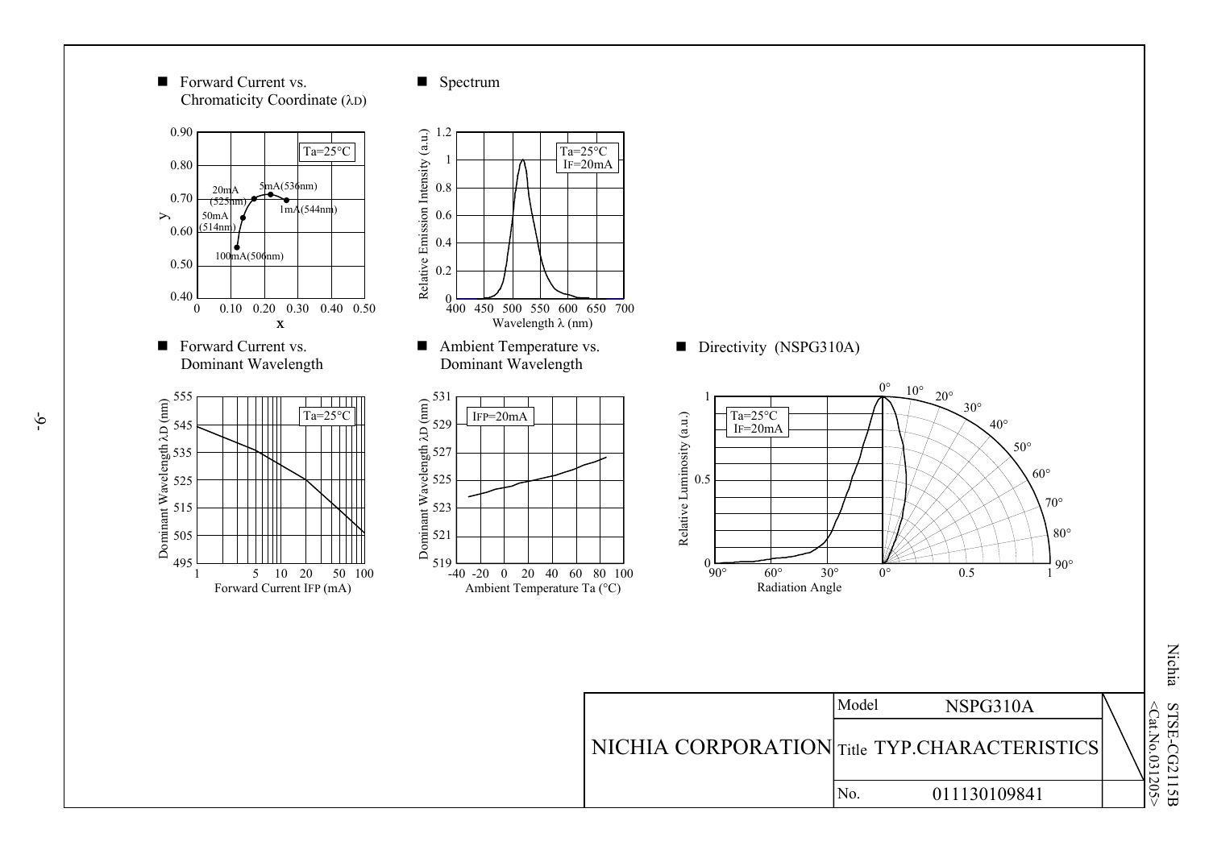■ Forward Current vs. Chromaticity Coordinate (λD)

Ta=25°C

0.90
0.80
0.70
0.60
0.50
0.40

y

0 0.10 0.20 0.30 0.40 0.50

x

20mA (525nm)
5mA(536nm)
1mA(544nm)
50mA (514nm)
100mA(506nm)

■ Spectrum

Ta=25°C
IF=20mA

Relative Emission Intensity (a.u.)

1.2
1
0.8
0.6
0.4
0.2
0

400 450 500 550 600 650 700

Wavelength λ (nm)

■ Forward Current vs. Dominant Wavelength

Ta=25°C

Dominant Wavelength λD (nm)

555
545
535
525
515
505
495

1 5 10 20 50 100

Forward Current IFP (mA)

■ Ambient Temperature vs. Dominant Wavelength

IFP=20mA

Dominant Wavelength λD (nm)

531
529
527
525
523
521
519

-40 -20 0 20 40 60 80 100

Ambient Temperature Ta (°C)

■ Directivity (NSPG310A)

Ta=25°C
IF=20mA

Relative Luminosity (a.u.)

1
0.5
0

0° 10° 20° 30° 40° 50° 60° 70° 80° 90°

90° 60° 30° 0° 0.5 1

Radiation Angle

| | | |
|---|---|---|
| NICHIA CORPORATION | Model | NSPG310A |
| | Title | TYP.CHARACTERISTICS |
| | No. | 011130109841 |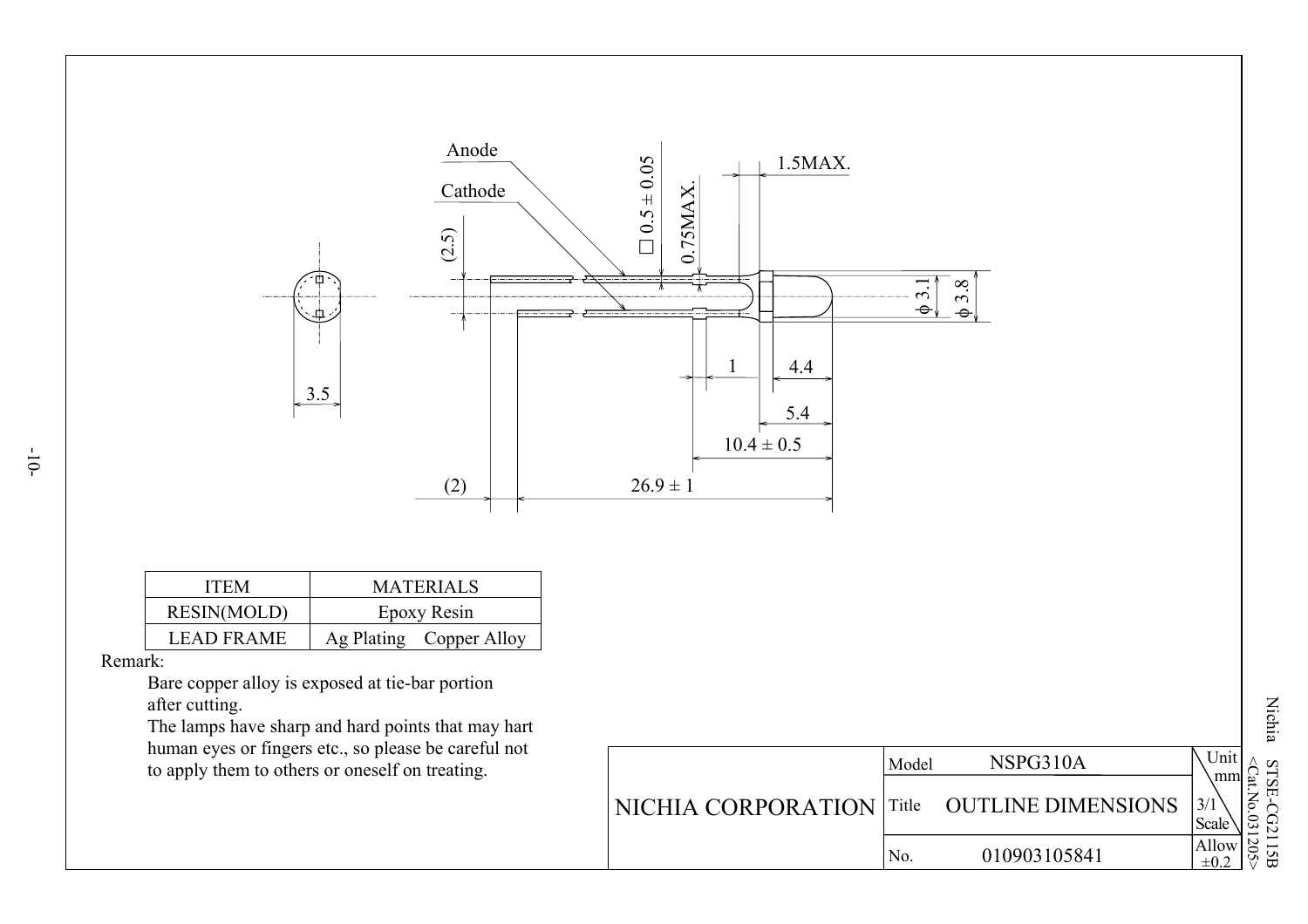Anode

Cathode

(2.5)

□ 0.5 ± 0.05

0.75MAX.

1.5MAX.

φ 3.1

φ 3.8

3.5

1

4.4

5.4

10.4 ± 0.5

(2)

26.9 ± 1

| ITEM | MATERIALS |
|---|---|
| RESIN(MOLD) | Epoxy Resin |
| LEAD FRAME | Ag Plating Copper Alloy |

Remark:

Bare copper alloy is exposed at tie-bar portion after cutting.
The lamps have sharp and hard points that may hart human eyes or fingers etc., so please be careful not to apply them to others or oneself on treating.

| | | | |
|---|---|---|---|
| NICHIA CORPORATION | Model | NSPG310A | Unit mm |
| | Title | OUTLINE DIMENSIONS | 3/1 Scale |
| | No. | 010903105841 | Allow ±0.2 |

Nichia STSE-CG2115B <Cat.No.031205>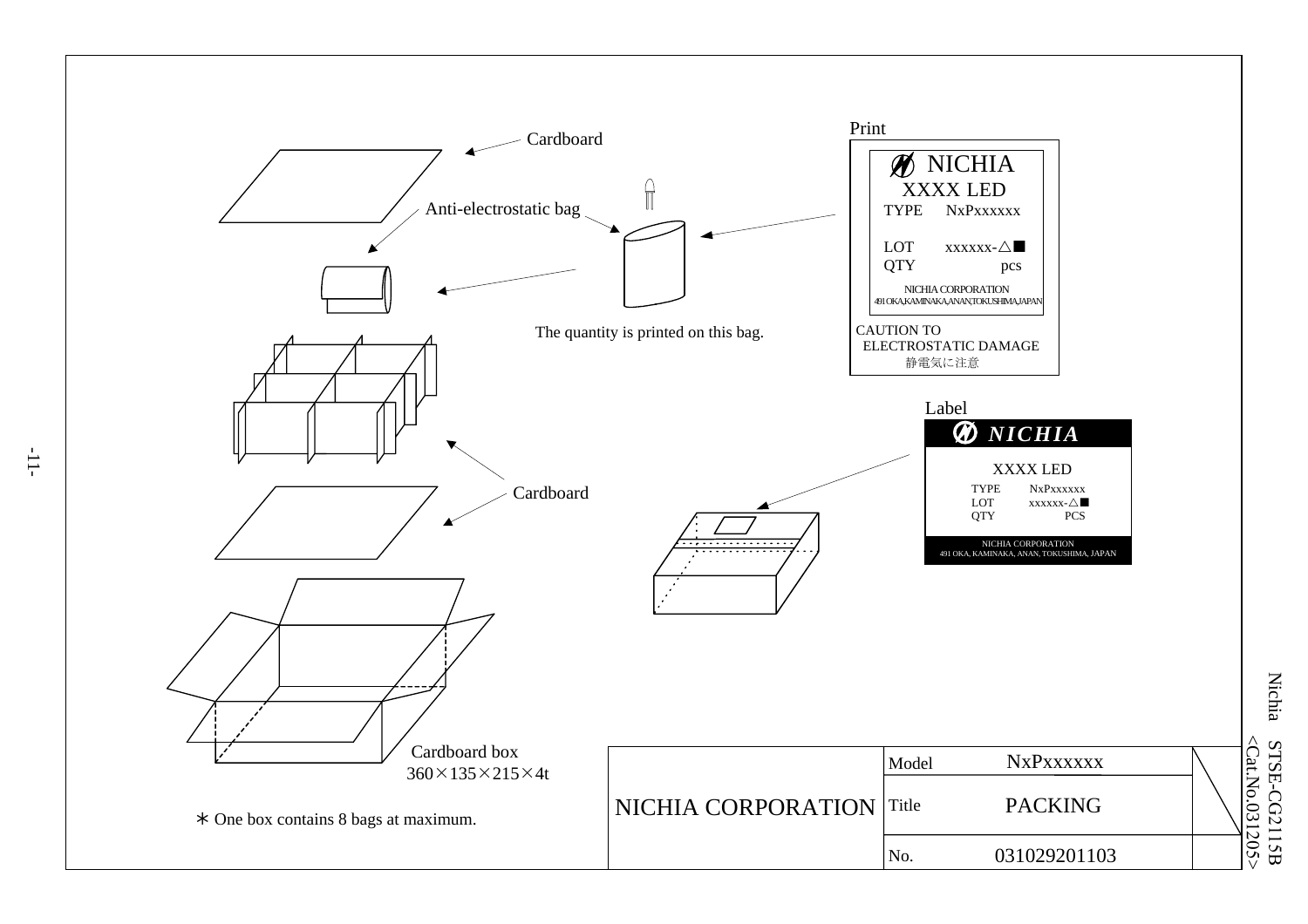Cardboard

Anti-electrostatic bag

The quantity is printed on this bag.

Print

NICHIA
XXXX LED
TYPE NxPxxxxxx

LOT xxxxxx-△■
QTY pcs

NICHIA CORPORATION
491 OKA,KAMINAKA,ANAN,TOKUSHIMA,JAPAN

CAUTION TO
ELECTROSTATIC DAMAGE
静電気に注意

Cardboard

Label

NICHIA

XXXX LED
TYPE NxPxxxxxx
LOT xxxxxx-△■
QTY PCS

NICHIA CORPORATION
491 OKA, KAMINAKA, ANAN, TOKUSHIMA, JAPAN

Cardboard box
360×135×215×4t

∗ One box contains 8 bags at maximum.

| | | |
|---|---|---|
| NICHIA CORPORATION | Model | NxPxxxxxx |
| | Title | PACKING |
| | No. | 031029201103 |

Nichia STSE-CG2115B
<Cat.No.031205>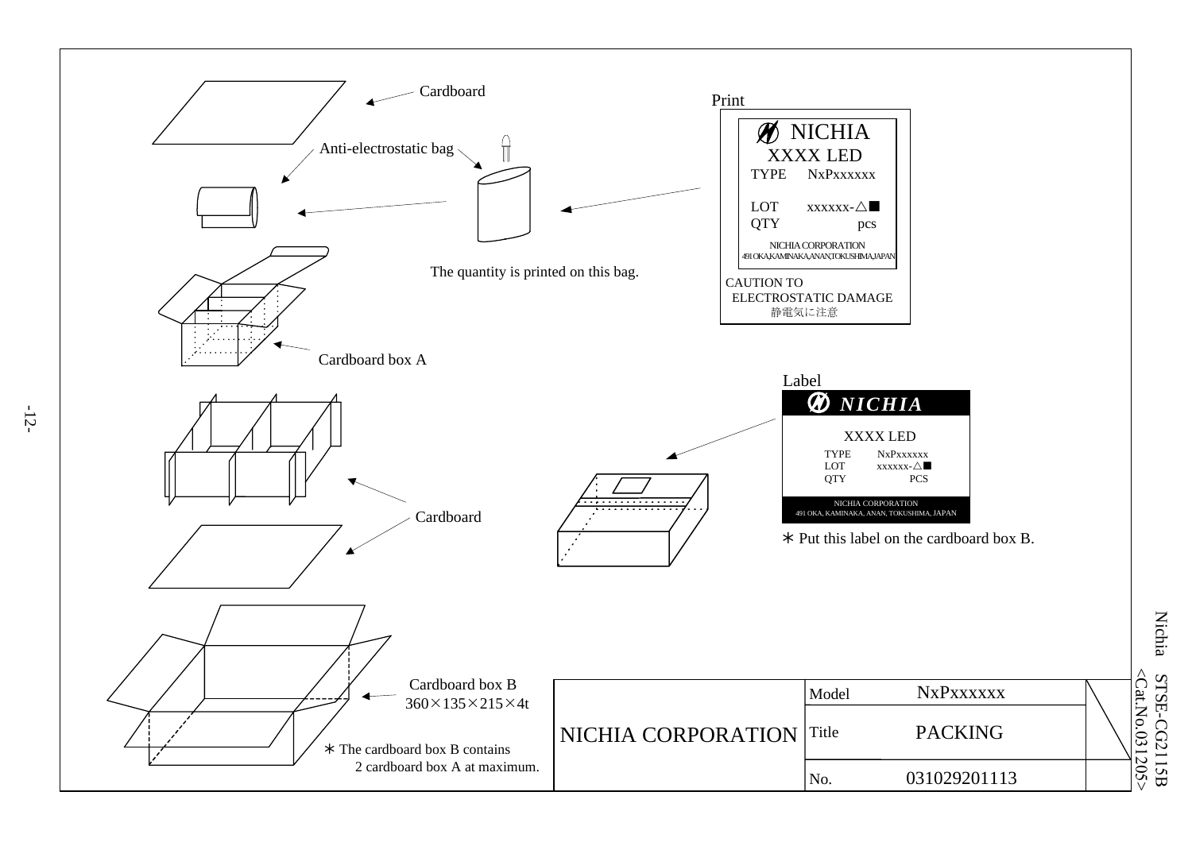Cardboard

Anti-electrostatic bag

The quantity is printed on this bag.

Print

NICHIA
XXXX LED
TYPE NxPxxxxxx

LOT xxxxxx-△■
QTY pcs

NICHIA CORPORATION
491 OKA,KAMINAKA,ANAN,TOKUSHIMA,JAPAN

CAUTION TO
ELECTROSTATIC DAMAGE
静電気に注意

Cardboard box A

Label

NICHIA

XXXX LED
TYPE NxPxxxxxx
LOT xxxxxx-△■
QTY PCS

NICHIA CORPORATION
491 OKA, KAMINAKA, ANAN, TOKUSHIMA, JAPAN

∗ Put this label on the cardboard box B.

Cardboard

Cardboard box B
360×135×215×4t

∗ The cardboard box B contains
2 cardboard box A at maximum.

| | | |
|---|---|---|
| NICHIA CORPORATION | Model | NxPxxxxxx |
| | Title | PACKING |
| | No. | 031029201113 |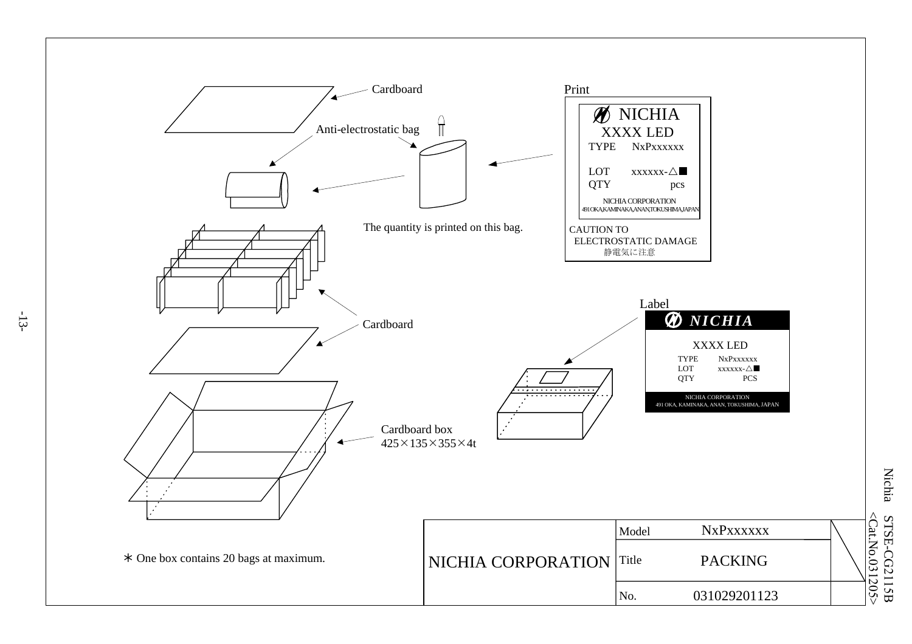Cardboard

Anti-electrostatic bag

The quantity is printed on this bag.

Print

NICHIA
XXXX LED
TYPE NxPxxxxxx

LOT xxxxxx-△■
QTY pcs

NICHIA CORPORATION
491 OKA,KAMINAKA,ANAN,TOKUSHIMA,JAPAN

CAUTION TO
ELECTROSTATIC DAMAGE
静電気に注意

Cardboard

Label

NICHIA

XXXX LED
TYPE NxPxxxxxx
LOT xxxxxx-△■
QTY PCS

NICHIA CORPORATION
491 OKA, KAMINAKA, ANAN, TOKUSHIMA, JAPAN

Cardboard box
425×135×355×4t

＊One box contains 20 bags at maximum.

| | | |
|---|---|---|
| NICHIA CORPORATION | Model | NxPxxxxxx |
| | Title | PACKING |
| | No. | 031029201123 |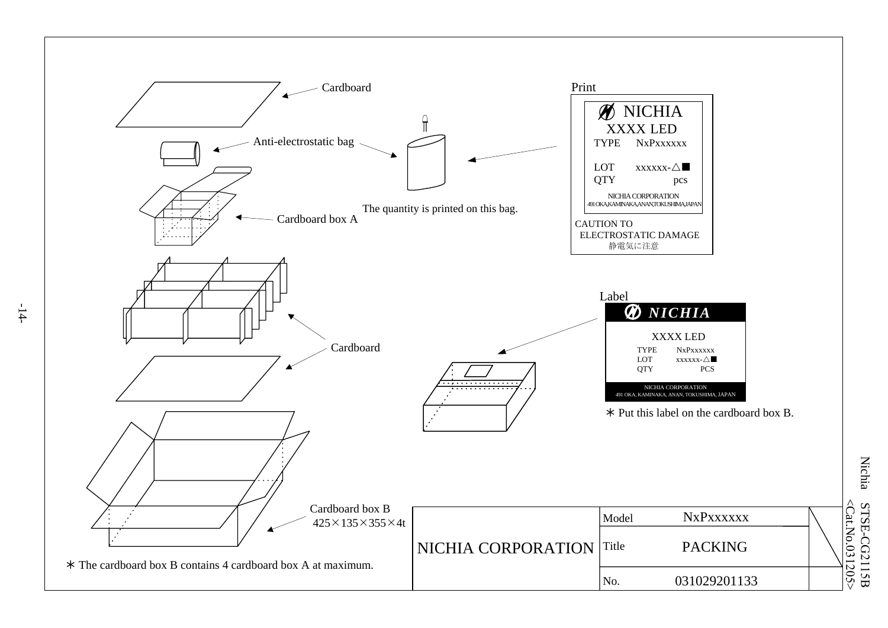Cardboard

Anti-electrostatic bag

Cardboard box A

The quantity is printed on this bag.

Print

NICHIA
XXXX LED
TYPE NxPxxxxxx
LOT xxxxxx-△■
QTY pcs
NICHIA CORPORATION
491 OKA,KAMINAKA,ANAN,TOKUSHIMA,JAPAN

CAUTION TO
ELECTROSTATIC DAMAGE
静電気に注意

Cardboard

Label

NICHIA
XXXX LED
TYPE NxPxxxxxx
LOT xxxxxx-△■
QTY PCS
NICHIA CORPORATION
491 OKA, KAMINAKA, ANAN, TOKUSHIMA, JAPAN

＊Put this label on the cardboard box B.

Cardboard box B
425×135×355×4t

＊The cardboard box B contains 4 cardboard box A at maximum.

| | | |
|---|---|---|
| NICHIA CORPORATION | Model | NxPxxxxxx |
| | Title | PACKING |
| | No. | 031029201133 |

Nichia STSE-CG2115B
<Cat.No.031205>